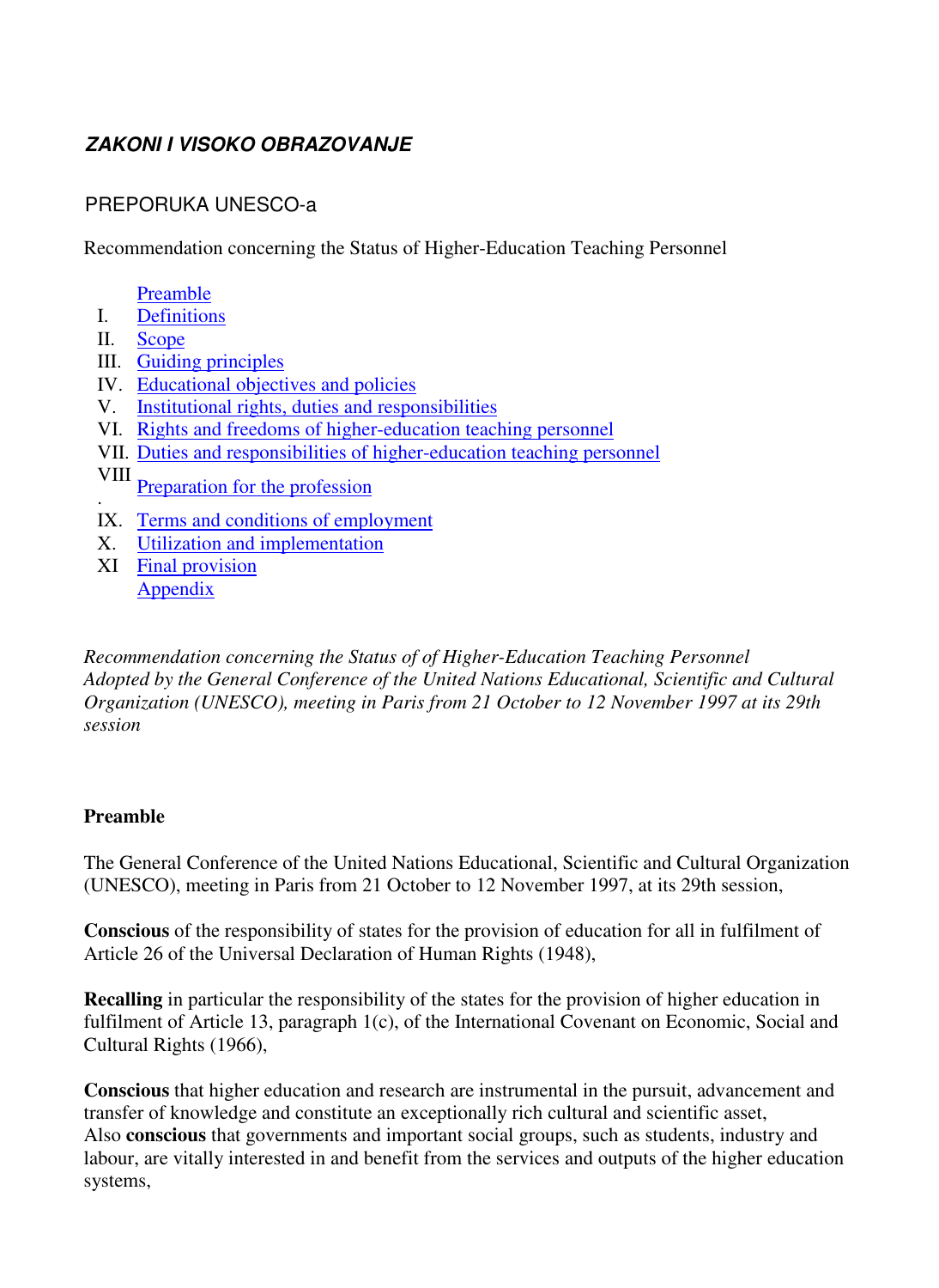***ZAKONI I VISOKO OBRAZOVANJE***

PREPORUKA UNESCO-a

Recommendation concerning the Status of Higher-Education Teaching Personnel

- Preamble
- I. Definitions
- II. Scope
- III. Guiding principles
- IV. Educational objectives and policies
- V. Institutional rights, duties and responsibilities
- VI. Rights and freedoms of higher-education teaching personnel
- VII. Duties and responsibilities of higher-education teaching personnel
- VIII. Preparation for the profession
- IX. Terms and conditions of employment
- X. Utilization and implementation
- XI Final provision
- Appendix

*Recommendation concerning the Status of of Higher-Education Teaching Personnel Adopted by the General Conference of the United Nations Educational, Scientific and Cultural Organization (UNESCO), meeting in Paris from 21 October to 12 November 1997 at its 29th session*

**Preamble**

The General Conference of the United Nations Educational, Scientific and Cultural Organization (UNESCO), meeting in Paris from 21 October to 12 November 1997, at its 29th session,

**Conscious** of the responsibility of states for the provision of education for all in fulfilment of Article 26 of the Universal Declaration of Human Rights (1948),

**Recalling** in particular the responsibility of the states for the provision of higher education in fulfilment of Article 13, paragraph 1(c), of the International Covenant on Economic, Social and Cultural Rights (1966),

**Conscious** that higher education and research are instrumental in the pursuit, advancement and transfer of knowledge and constitute an exceptionally rich cultural and scientific asset,
Also **conscious** that governments and important social groups, such as students, industry and labour, are vitally interested in and benefit from the services and outputs of the higher education systems,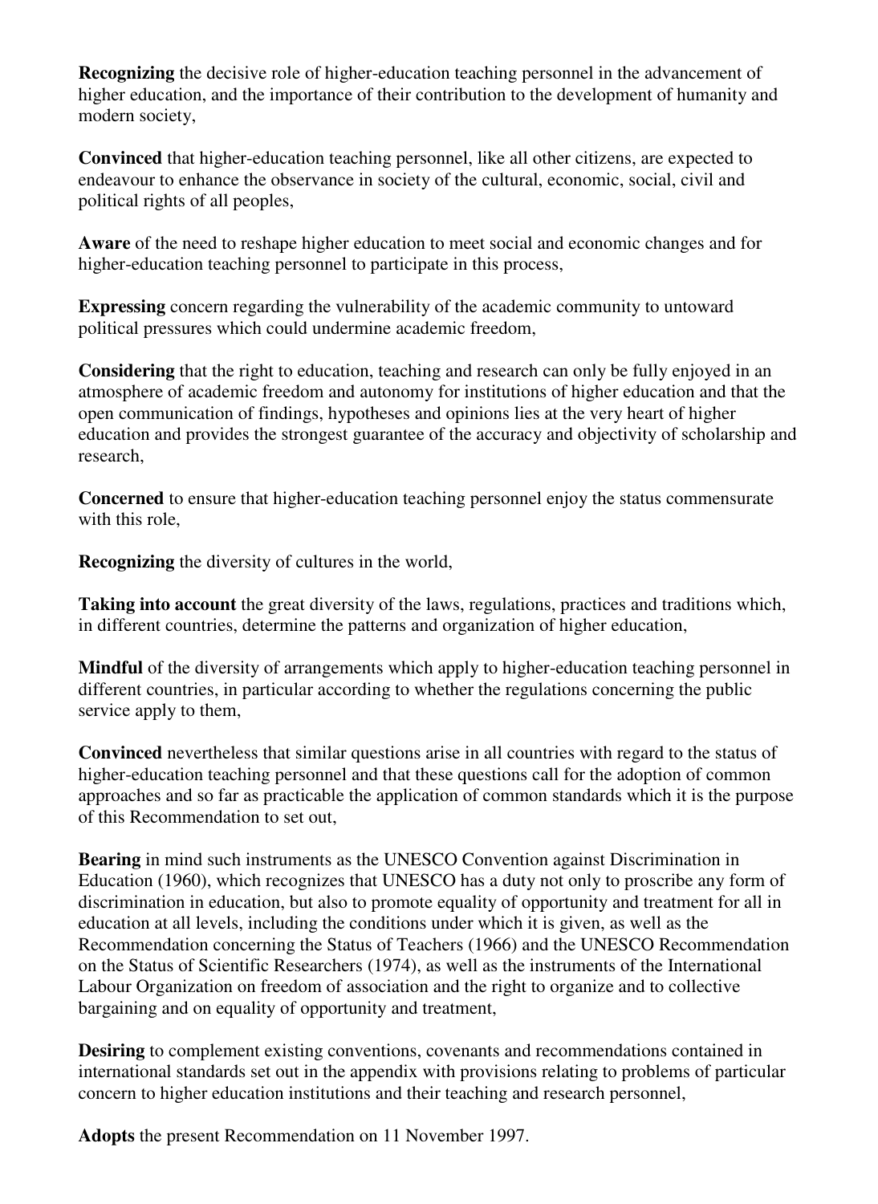**Recognizing** the decisive role of higher-education teaching personnel in the advancement of higher education, and the importance of their contribution to the development of humanity and modern society,

**Convinced** that higher-education teaching personnel, like all other citizens, are expected to endeavour to enhance the observance in society of the cultural, economic, social, civil and political rights of all peoples,

**Aware** of the need to reshape higher education to meet social and economic changes and for higher-education teaching personnel to participate in this process,

**Expressing** concern regarding the vulnerability of the academic community to untoward political pressures which could undermine academic freedom,

**Considering** that the right to education, teaching and research can only be fully enjoyed in an atmosphere of academic freedom and autonomy for institutions of higher education and that the open communication of findings, hypotheses and opinions lies at the very heart of higher education and provides the strongest guarantee of the accuracy and objectivity of scholarship and research,

**Concerned** to ensure that higher-education teaching personnel enjoy the status commensurate with this role,

**Recognizing** the diversity of cultures in the world,

**Taking into account** the great diversity of the laws, regulations, practices and traditions which, in different countries, determine the patterns and organization of higher education,

**Mindful** of the diversity of arrangements which apply to higher-education teaching personnel in different countries, in particular according to whether the regulations concerning the public service apply to them,

**Convinced** nevertheless that similar questions arise in all countries with regard to the status of higher-education teaching personnel and that these questions call for the adoption of common approaches and so far as practicable the application of common standards which it is the purpose of this Recommendation to set out,

**Bearing** in mind such instruments as the UNESCO Convention against Discrimination in Education (1960), which recognizes that UNESCO has a duty not only to proscribe any form of discrimination in education, but also to promote equality of opportunity and treatment for all in education at all levels, including the conditions under which it is given, as well as the Recommendation concerning the Status of Teachers (1966) and the UNESCO Recommendation on the Status of Scientific Researchers (1974), as well as the instruments of the International Labour Organization on freedom of association and the right to organize and to collective bargaining and on equality of opportunity and treatment,

**Desiring** to complement existing conventions, covenants and recommendations contained in international standards set out in the appendix with provisions relating to problems of particular concern to higher education institutions and their teaching and research personnel,

**Adopts** the present Recommendation on 11 November 1997.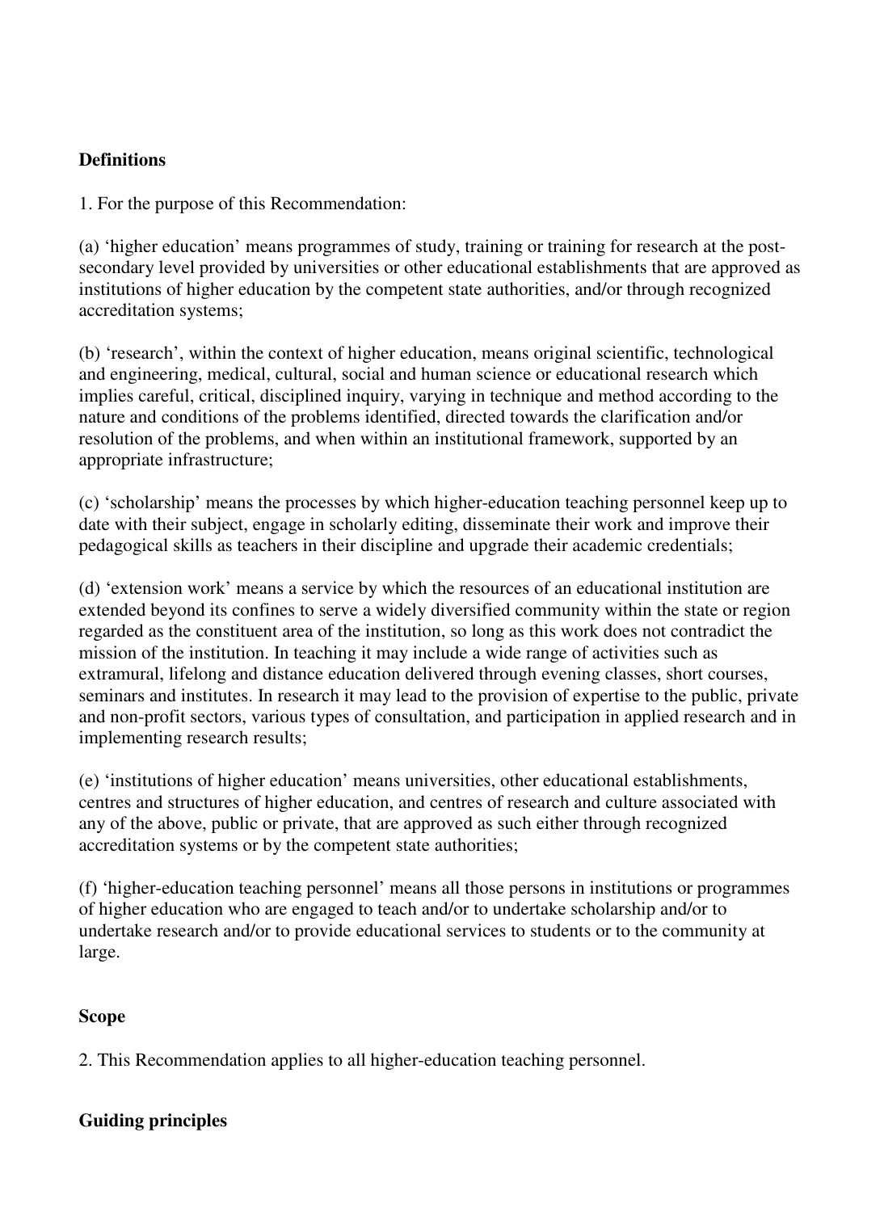## Definitions

1. For the purpose of this Recommendation:

(a) 'higher education' means programmes of study, training or training for research at the post-secondary level provided by universities or other educational establishments that are approved as institutions of higher education by the competent state authorities, and/or through recognized accreditation systems;

(b) 'research', within the context of higher education, means original scientific, technological and engineering, medical, cultural, social and human science or educational research which implies careful, critical, disciplined inquiry, varying in technique and method according to the nature and conditions of the problems identified, directed towards the clarification and/or resolution of the problems, and when within an institutional framework, supported by an appropriate infrastructure;

(c) 'scholarship' means the processes by which higher-education teaching personnel keep up to date with their subject, engage in scholarly editing, disseminate their work and improve their pedagogical skills as teachers in their discipline and upgrade their academic credentials;

(d) 'extension work' means a service by which the resources of an educational institution are extended beyond its confines to serve a widely diversified community within the state or region regarded as the constituent area of the institution, so long as this work does not contradict the mission of the institution. In teaching it may include a wide range of activities such as extramural, lifelong and distance education delivered through evening classes, short courses, seminars and institutes. In research it may lead to the provision of expertise to the public, private and non-profit sectors, various types of consultation, and participation in applied research and in implementing research results;

(e) 'institutions of higher education' means universities, other educational establishments, centres and structures of higher education, and centres of research and culture associated with any of the above, public or private, that are approved as such either through recognized accreditation systems or by the competent state authorities;

(f) 'higher-education teaching personnel' means all those persons in institutions or programmes of higher education who are engaged to teach and/or to undertake scholarship and/or to undertake research and/or to provide educational services to students or to the community at large.

## Scope

2. This Recommendation applies to all higher-education teaching personnel.

## Guiding principles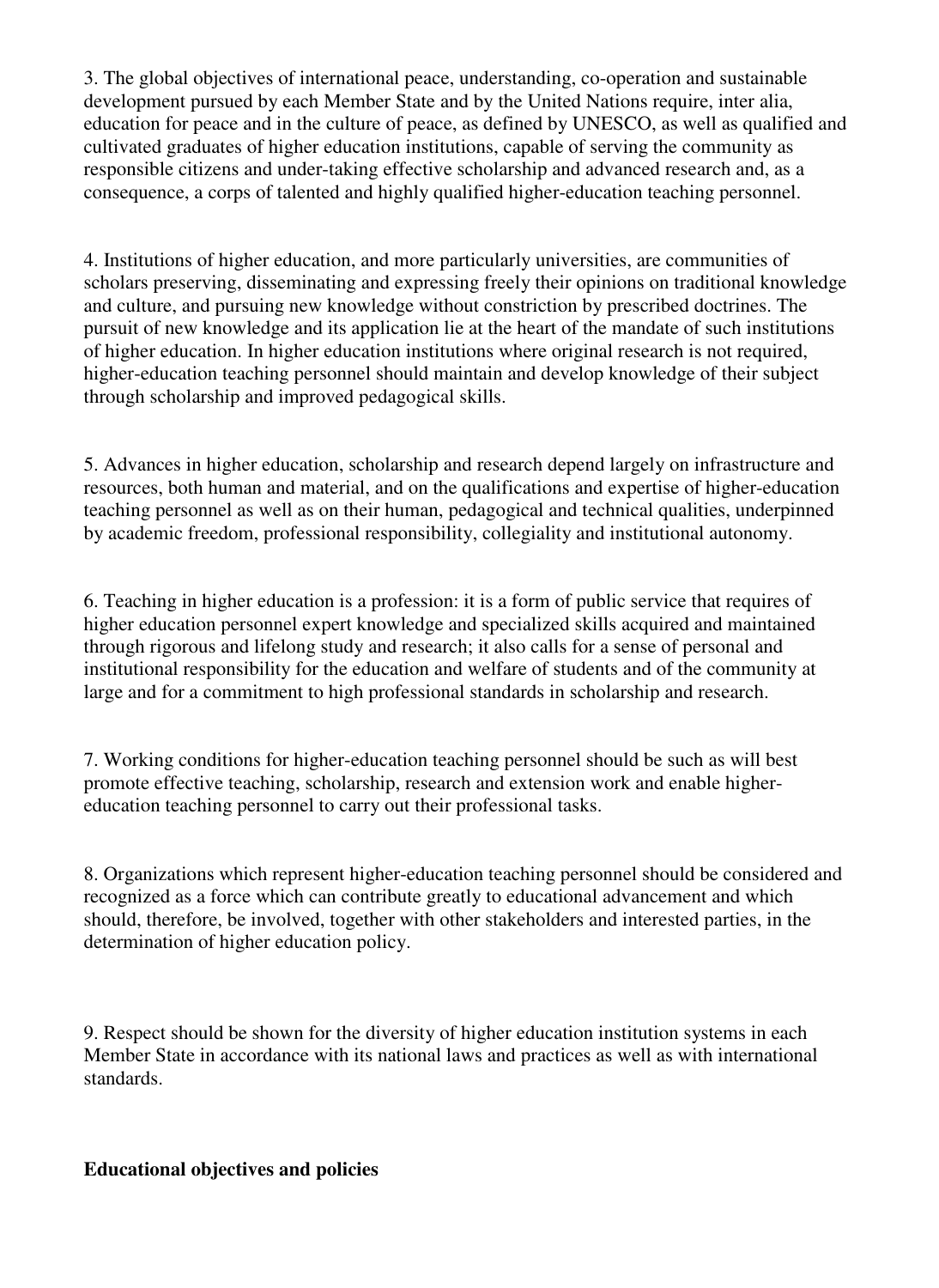3. The global objectives of international peace, understanding, co-operation and sustainable development pursued by each Member State and by the United Nations require, inter alia, education for peace and in the culture of peace, as defined by UNESCO, as well as qualified and cultivated graduates of higher education institutions, capable of serving the community as responsible citizens and under-taking effective scholarship and advanced research and, as a consequence, a corps of talented and highly qualified higher-education teaching personnel.

4. Institutions of higher education, and more particularly universities, are communities of scholars preserving, disseminating and expressing freely their opinions on traditional knowledge and culture, and pursuing new knowledge without constriction by prescribed doctrines. The pursuit of new knowledge and its application lie at the heart of the mandate of such institutions of higher education. In higher education institutions where original research is not required, higher-education teaching personnel should maintain and develop knowledge of their subject through scholarship and improved pedagogical skills.

5. Advances in higher education, scholarship and research depend largely on infrastructure and resources, both human and material, and on the qualifications and expertise of higher-education teaching personnel as well as on their human, pedagogical and technical qualities, underpinned by academic freedom, professional responsibility, collegiality and institutional autonomy.

6. Teaching in higher education is a profession: it is a form of public service that requires of higher education personnel expert knowledge and specialized skills acquired and maintained through rigorous and lifelong study and research; it also calls for a sense of personal and institutional responsibility for the education and welfare of students and of the community at large and for a commitment to high professional standards in scholarship and research.

7. Working conditions for higher-education teaching personnel should be such as will best promote effective teaching, scholarship, research and extension work and enable higher-education teaching personnel to carry out their professional tasks.

8. Organizations which represent higher-education teaching personnel should be considered and recognized as a force which can contribute greatly to educational advancement and which should, therefore, be involved, together with other stakeholders and interested parties, in the determination of higher education policy.

9. Respect should be shown for the diversity of higher education institution systems in each Member State in accordance with its national laws and practices as well as with international standards.

**Educational objectives and policies**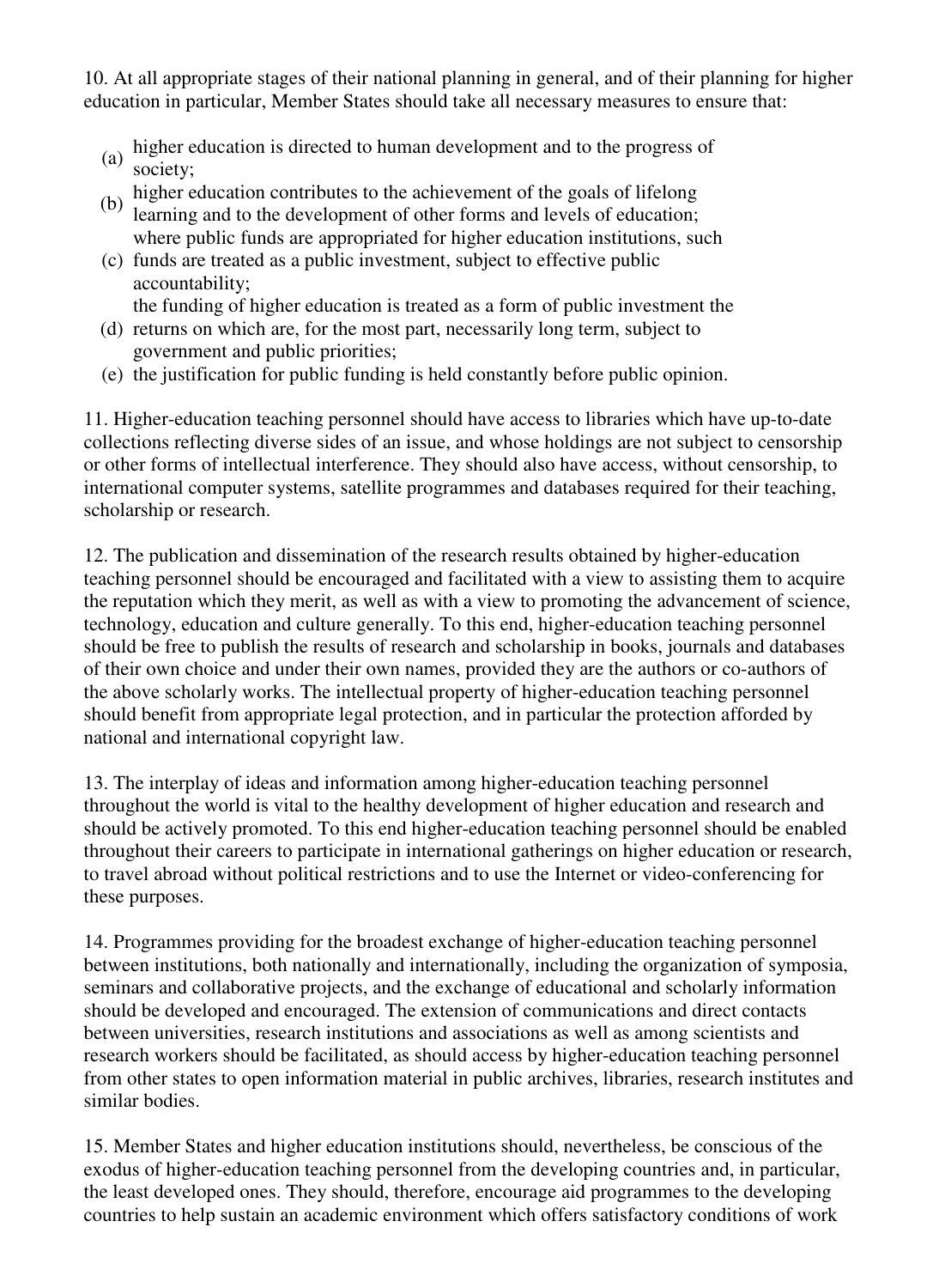10. At all appropriate stages of their national planning in general, and of their planning for higher education in particular, Member States should take all necessary measures to ensure that:

(a) higher education is directed to human development and to the progress of society;

(b) higher education contributes to the achievement of the goals of lifelong learning and to the development of other forms and levels of education;

(c) where public funds are appropriated for higher education institutions, such funds are treated as a public investment, subject to effective public accountability;

(d) the funding of higher education is treated as a form of public investment the returns on which are, for the most part, necessarily long term, subject to government and public priorities;

(e) the justification for public funding is held constantly before public opinion.

11. Higher-education teaching personnel should have access to libraries which have up-to-date collections reflecting diverse sides of an issue, and whose holdings are not subject to censorship or other forms of intellectual interference. They should also have access, without censorship, to international computer systems, satellite programmes and databases required for their teaching, scholarship or research.

12. The publication and dissemination of the research results obtained by higher-education teaching personnel should be encouraged and facilitated with a view to assisting them to acquire the reputation which they merit, as well as with a view to promoting the advancement of science, technology, education and culture generally. To this end, higher-education teaching personnel should be free to publish the results of research and scholarship in books, journals and databases of their own choice and under their own names, provided they are the authors or co-authors of the above scholarly works. The intellectual property of higher-education teaching personnel should benefit from appropriate legal protection, and in particular the protection afforded by national and international copyright law.

13. The interplay of ideas and information among higher-education teaching personnel throughout the world is vital to the healthy development of higher education and research and should be actively promoted. To this end higher-education teaching personnel should be enabled throughout their careers to participate in international gatherings on higher education or research, to travel abroad without political restrictions and to use the Internet or video-conferencing for these purposes.

14. Programmes providing for the broadest exchange of higher-education teaching personnel between institutions, both nationally and internationally, including the organization of symposia, seminars and collaborative projects, and the exchange of educational and scholarly information should be developed and encouraged. The extension of communications and direct contacts between universities, research institutions and associations as well as among scientists and research workers should be facilitated, as should access by higher-education teaching personnel from other states to open information material in public archives, libraries, research institutes and similar bodies.

15. Member States and higher education institutions should, nevertheless, be conscious of the exodus of higher-education teaching personnel from the developing countries and, in particular, the least developed ones. They should, therefore, encourage aid programmes to the developing countries to help sustain an academic environment which offers satisfactory conditions of work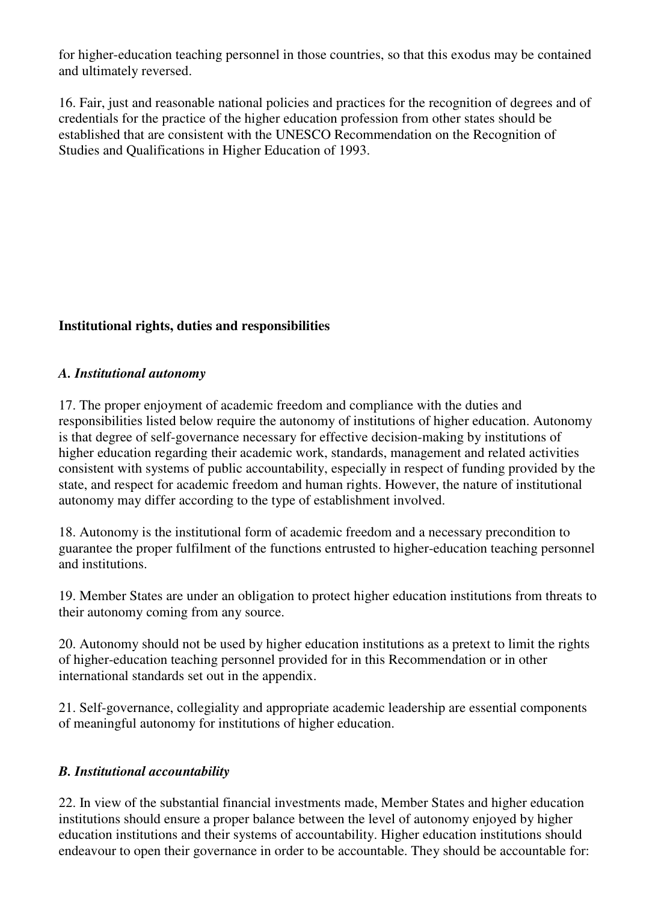for higher-education teaching personnel in those countries, so that this exodus may be contained and ultimately reversed.

16. Fair, just and reasonable national policies and practices for the recognition of degrees and of credentials for the practice of the higher education profession from other states should be established that are consistent with the UNESCO Recommendation on the Recognition of Studies and Qualifications in Higher Education of 1993.

## Institutional rights, duties and responsibilities

### *A. Institutional autonomy*

17. The proper enjoyment of academic freedom and compliance with the duties and responsibilities listed below require the autonomy of institutions of higher education. Autonomy is that degree of self-governance necessary for effective decision-making by institutions of higher education regarding their academic work, standards, management and related activities consistent with systems of public accountability, especially in respect of funding provided by the state, and respect for academic freedom and human rights. However, the nature of institutional autonomy may differ according to the type of establishment involved.

18. Autonomy is the institutional form of academic freedom and a necessary precondition to guarantee the proper fulfilment of the functions entrusted to higher-education teaching personnel and institutions.

19. Member States are under an obligation to protect higher education institutions from threats to their autonomy coming from any source.

20. Autonomy should not be used by higher education institutions as a pretext to limit the rights of higher-education teaching personnel provided for in this Recommendation or in other international standards set out in the appendix.

21. Self-governance, collegiality and appropriate academic leadership are essential components of meaningful autonomy for institutions of higher education.

### *B. Institutional accountability*

22. In view of the substantial financial investments made, Member States and higher education institutions should ensure a proper balance between the level of autonomy enjoyed by higher education institutions and their systems of accountability. Higher education institutions should endeavour to open their governance in order to be accountable. They should be accountable for: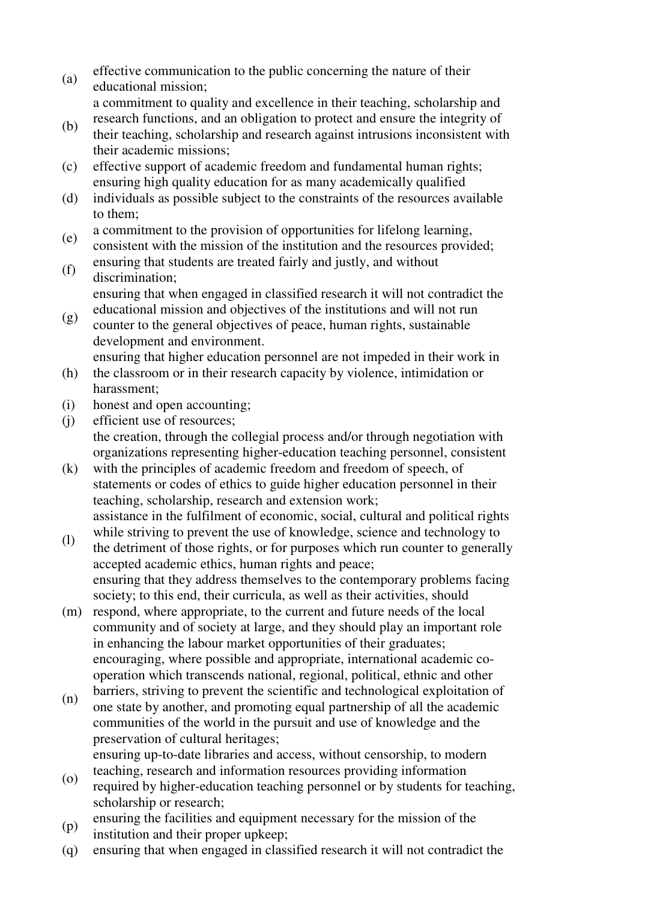(a) effective communication to the public concerning the nature of their educational mission;

(b) a commitment to quality and excellence in their teaching, scholarship and research functions, and an obligation to protect and ensure the integrity of their teaching, scholarship and research against intrusions inconsistent with their academic missions;

(c) effective support of academic freedom and fundamental human rights;

(d) ensuring high quality education for as many academically qualified individuals as possible subject to the constraints of the resources available to them;

(e) a commitment to the provision of opportunities for lifelong learning, consistent with the mission of the institution and the resources provided;

(f) ensuring that students are treated fairly and justly, and without discrimination;

(g) ensuring that when engaged in classified research it will not contradict the educational mission and objectives of the institutions and will not run counter to the general objectives of peace, human rights, sustainable development and environment.

(h) ensuring that higher education personnel are not impeded in their work in the classroom or in their research capacity by violence, intimidation or harassment;

(i) honest and open accounting;

(j) efficient use of resources;

(k) the creation, through the collegial process and/or through negotiation with organizations representing higher-education teaching personnel, consistent with the principles of academic freedom and freedom of speech, of statements or codes of ethics to guide higher education personnel in their teaching, scholarship, research and extension work;

(l) assistance in the fulfilment of economic, social, cultural and political rights while striving to prevent the use of knowledge, science and technology to the detriment of those rights, or for purposes which run counter to generally accepted academic ethics, human rights and peace;

(m) ensuring that they address themselves to the contemporary problems facing society; to this end, their curricula, as well as their activities, should respond, where appropriate, to the current and future needs of the local community and of society at large, and they should play an important role in enhancing the labour market opportunities of their graduates;

(n) encouraging, where possible and appropriate, international academic co-operation which transcends national, regional, political, ethnic and other barriers, striving to prevent the scientific and technological exploitation of one state by another, and promoting equal partnership of all the academic communities of the world in the pursuit and use of knowledge and the preservation of cultural heritages;

(o) ensuring up-to-date libraries and access, without censorship, to modern teaching, research and information resources providing information required by higher-education teaching personnel or by students for teaching, scholarship or research;

(p) ensuring the facilities and equipment necessary for the mission of the institution and their proper upkeep;

(q) ensuring that when engaged in classified research it will not contradict the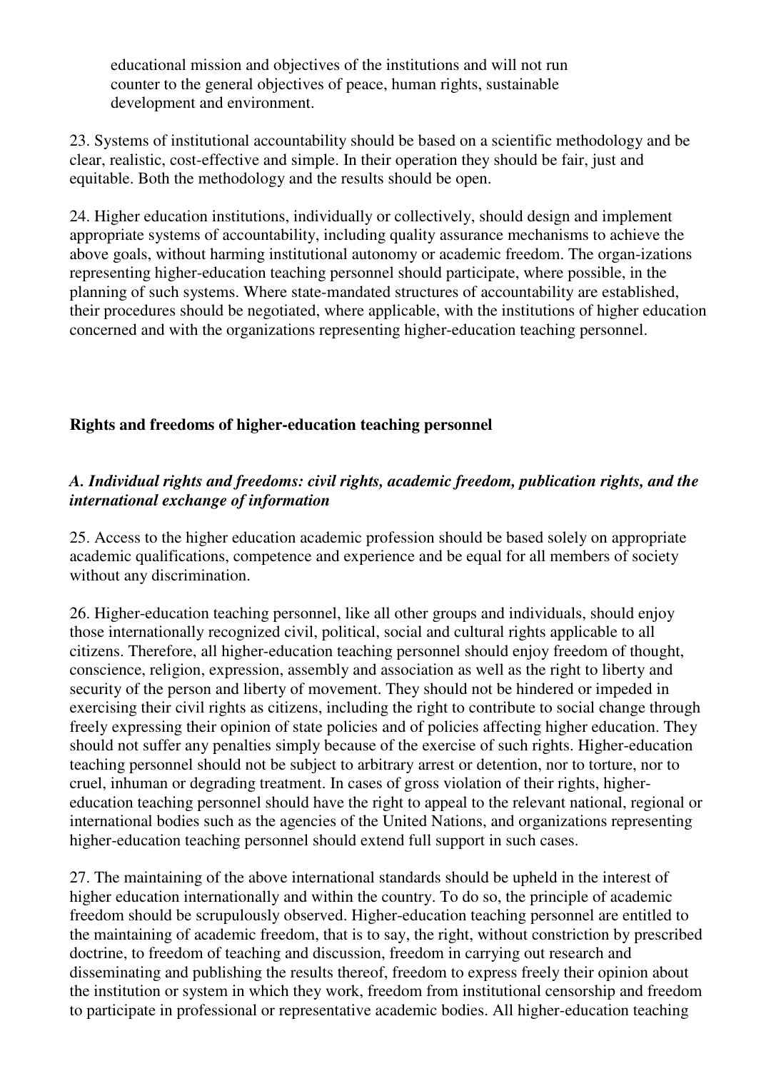educational mission and objectives of the institutions and will not run counter to the general objectives of peace, human rights, sustainable development and environment.

23. Systems of institutional accountability should be based on a scientific methodology and be clear, realistic, cost-effective and simple. In their operation they should be fair, just and equitable. Both the methodology and the results should be open.

24. Higher education institutions, individually or collectively, should design and implement appropriate systems of accountability, including quality assurance mechanisms to achieve the above goals, without harming institutional autonomy or academic freedom. The organ-izations representing higher-education teaching personnel should participate, where possible, in the planning of such systems. Where state-mandated structures of accountability are established, their procedures should be negotiated, where applicable, with the institutions of higher education concerned and with the organizations representing higher-education teaching personnel.

## Rights and freedoms of higher-education teaching personnel

### *A. Individual rights and freedoms: civil rights, academic freedom, publication rights, and the international exchange of information*

25. Access to the higher education academic profession should be based solely on appropriate academic qualifications, competence and experience and be equal for all members of society without any discrimination.

26. Higher-education teaching personnel, like all other groups and individuals, should enjoy those internationally recognized civil, political, social and cultural rights applicable to all citizens. Therefore, all higher-education teaching personnel should enjoy freedom of thought, conscience, religion, expression, assembly and association as well as the right to liberty and security of the person and liberty of movement. They should not be hindered or impeded in exercising their civil rights as citizens, including the right to contribute to social change through freely expressing their opinion of state policies and of policies affecting higher education. They should not suffer any penalties simply because of the exercise of such rights. Higher-education teaching personnel should not be subject to arbitrary arrest or detention, nor to torture, nor to cruel, inhuman or degrading treatment. In cases of gross violation of their rights, higher-education teaching personnel should have the right to appeal to the relevant national, regional or international bodies such as the agencies of the United Nations, and organizations representing higher-education teaching personnel should extend full support in such cases.

27. The maintaining of the above international standards should be upheld in the interest of higher education internationally and within the country. To do so, the principle of academic freedom should be scrupulously observed. Higher-education teaching personnel are entitled to the maintaining of academic freedom, that is to say, the right, without constriction by prescribed doctrine, to freedom of teaching and discussion, freedom in carrying out research and disseminating and publishing the results thereof, freedom to express freely their opinion about the institution or system in which they work, freedom from institutional censorship and freedom to participate in professional or representative academic bodies. All higher-education teaching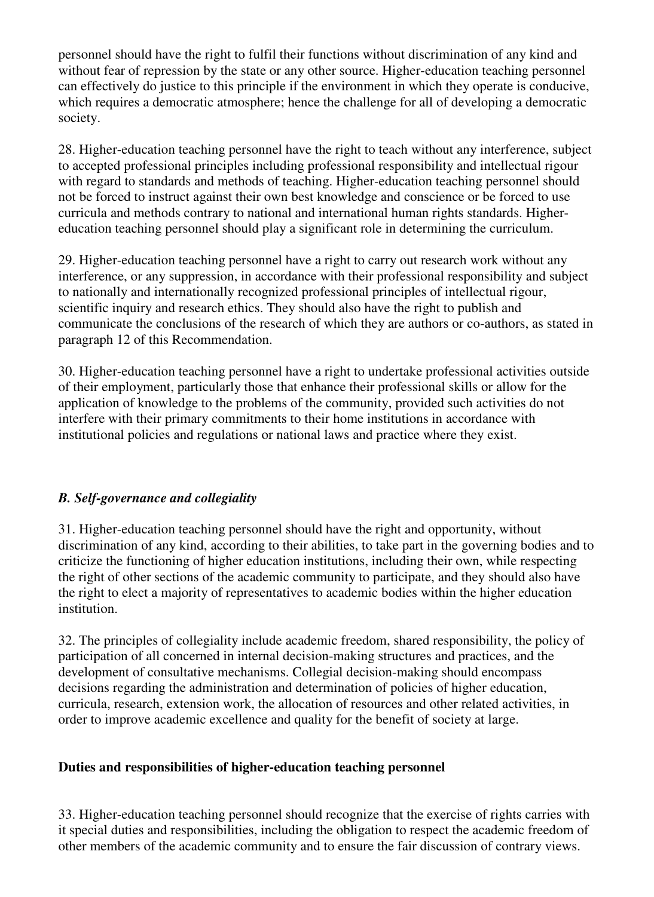personnel should have the right to fulfil their functions without discrimination of any kind and without fear of repression by the state or any other source. Higher-education teaching personnel can effectively do justice to this principle if the environment in which they operate is conducive, which requires a democratic atmosphere; hence the challenge for all of developing a democratic society.

28. Higher-education teaching personnel have the right to teach without any interference, subject to accepted professional principles including professional responsibility and intellectual rigour with regard to standards and methods of teaching. Higher-education teaching personnel should not be forced to instruct against their own best knowledge and conscience or be forced to use curricula and methods contrary to national and international human rights standards. Higher-education teaching personnel should play a significant role in determining the curriculum.

29. Higher-education teaching personnel have a right to carry out research work without any interference, or any suppression, in accordance with their professional responsibility and subject to nationally and internationally recognized professional principles of intellectual rigour, scientific inquiry and research ethics. They should also have the right to publish and communicate the conclusions of the research of which they are authors or co-authors, as stated in paragraph 12 of this Recommendation.

30. Higher-education teaching personnel have a right to undertake professional activities outside of their employment, particularly those that enhance their professional skills or allow for the application of knowledge to the problems of the community, provided such activities do not interfere with their primary commitments to their home institutions in accordance with institutional policies and regulations or national laws and practice where they exist.

### *B. Self-governance and collegiality*

31. Higher-education teaching personnel should have the right and opportunity, without discrimination of any kind, according to their abilities, to take part in the governing bodies and to criticize the functioning of higher education institutions, including their own, while respecting the right of other sections of the academic community to participate, and they should also have the right to elect a majority of representatives to academic bodies within the higher education institution.

32. The principles of collegiality include academic freedom, shared responsibility, the policy of participation of all concerned in internal decision-making structures and practices, and the development of consultative mechanisms. Collegial decision-making should encompass decisions regarding the administration and determination of policies of higher education, curricula, research, extension work, the allocation of resources and other related activities, in order to improve academic excellence and quality for the benefit of society at large.

## **Duties and responsibilities of higher-education teaching personnel**

33. Higher-education teaching personnel should recognize that the exercise of rights carries with it special duties and responsibilities, including the obligation to respect the academic freedom of other members of the academic community and to ensure the fair discussion of contrary views.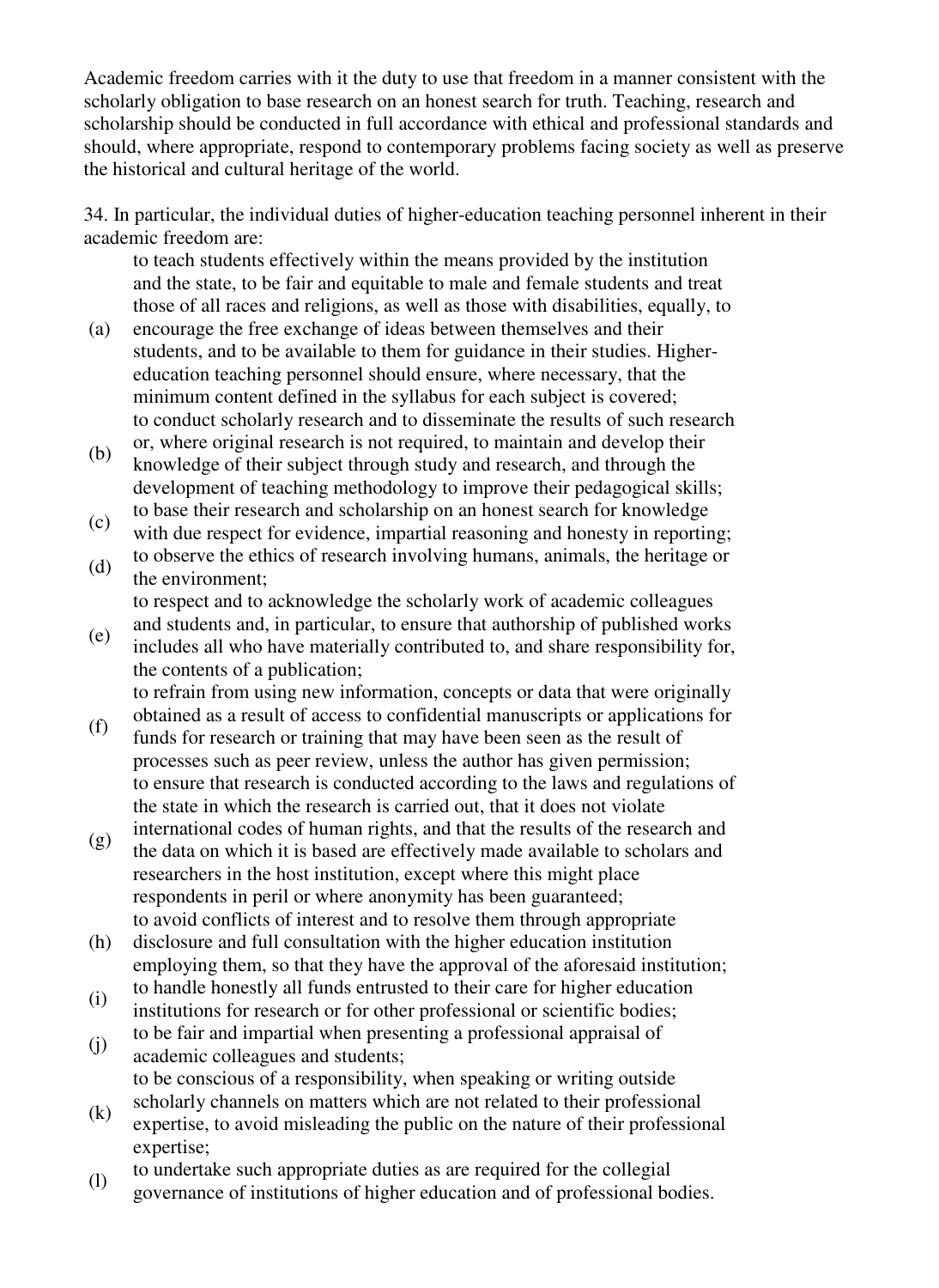Academic freedom carries with it the duty to use that freedom in a manner consistent with the scholarly obligation to base research on an honest search for truth. Teaching, research and scholarship should be conducted in full accordance with ethical and professional standards and should, where appropriate, respond to contemporary problems facing society as well as preserve the historical and cultural heritage of the world.

34. In particular, the individual duties of higher-education teaching personnel inherent in their academic freedom are:

(a) to teach students effectively within the means provided by the institution and the state, to be fair and equitable to male and female students and treat those of all races and religions, as well as those with disabilities, equally, to encourage the free exchange of ideas between themselves and their students, and to be available to them for guidance in their studies. Higher-education teaching personnel should ensure, where necessary, that the minimum content defined in the syllabus for each subject is covered;

(b) to conduct scholarly research and to disseminate the results of such research or, where original research is not required, to maintain and develop their knowledge of their subject through study and research, and through the development of teaching methodology to improve their pedagogical skills;

(c) to base their research and scholarship on an honest search for knowledge with due respect for evidence, impartial reasoning and honesty in reporting;

(d) to observe the ethics of research involving humans, animals, the heritage or the environment;

(e) to respect and to acknowledge the scholarly work of academic colleagues and students and, in particular, to ensure that authorship of published works includes all who have materially contributed to, and share responsibility for, the contents of a publication;

(f) to refrain from using new information, concepts or data that were originally obtained as a result of access to confidential manuscripts or applications for funds for research or training that may have been seen as the result of processes such as peer review, unless the author has given permission;

(g) to ensure that research is conducted according to the laws and regulations of the state in which the research is carried out, that it does not violate international codes of human rights, and that the results of the research and the data on which it is based are effectively made available to scholars and researchers in the host institution, except where this might place respondents in peril or where anonymity has been guaranteed;

(h) to avoid conflicts of interest and to resolve them through appropriate disclosure and full consultation with the higher education institution employing them, so that they have the approval of the aforesaid institution;

(i) to handle honestly all funds entrusted to their care for higher education institutions for research or for other professional or scientific bodies;

(j) to be fair and impartial when presenting a professional appraisal of academic colleagues and students;

(k) to be conscious of a responsibility, when speaking or writing outside scholarly channels on matters which are not related to their professional expertise, to avoid misleading the public on the nature of their professional expertise;

(l) to undertake such appropriate duties as are required for the collegial governance of institutions of higher education and of professional bodies.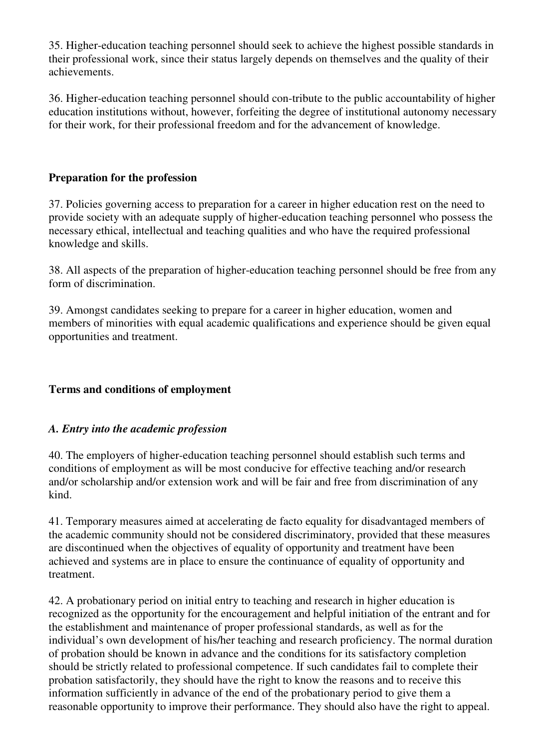35. Higher-education teaching personnel should seek to achieve the highest possible standards in their professional work, since their status largely depends on themselves and the quality of their achievements.

36. Higher-education teaching personnel should con-tribute to the public accountability of higher education institutions without, however, forfeiting the degree of institutional autonomy necessary for their work, for their professional freedom and for the advancement of knowledge.

**Preparation for the profession**

37. Policies governing access to preparation for a career in higher education rest on the need to provide society with an adequate supply of higher-education teaching personnel who possess the necessary ethical, intellectual and teaching qualities and who have the required professional knowledge and skills.

38. All aspects of the preparation of higher-education teaching personnel should be free from any form of discrimination.

39. Amongst candidates seeking to prepare for a career in higher education, women and members of minorities with equal academic qualifications and experience should be given equal opportunities and treatment.

**Terms and conditions of employment**

***A. Entry into the academic profession***

40. The employers of higher-education teaching personnel should establish such terms and conditions of employment as will be most conducive for effective teaching and/or research and/or scholarship and/or extension work and will be fair and free from discrimination of any kind.

41. Temporary measures aimed at accelerating de facto equality for disadvantaged members of the academic community should not be considered discriminatory, provided that these measures are discontinued when the objectives of equality of opportunity and treatment have been achieved and systems are in place to ensure the continuance of equality of opportunity and treatment.

42. A probationary period on initial entry to teaching and research in higher education is recognized as the opportunity for the encouragement and helpful initiation of the entrant and for the establishment and maintenance of proper professional standards, as well as for the individual's own development of his/her teaching and research proficiency. The normal duration of probation should be known in advance and the conditions for its satisfactory completion should be strictly related to professional competence. If such candidates fail to complete their probation satisfactorily, they should have the right to know the reasons and to receive this information sufficiently in advance of the end of the probationary period to give them a reasonable opportunity to improve their performance. They should also have the right to appeal.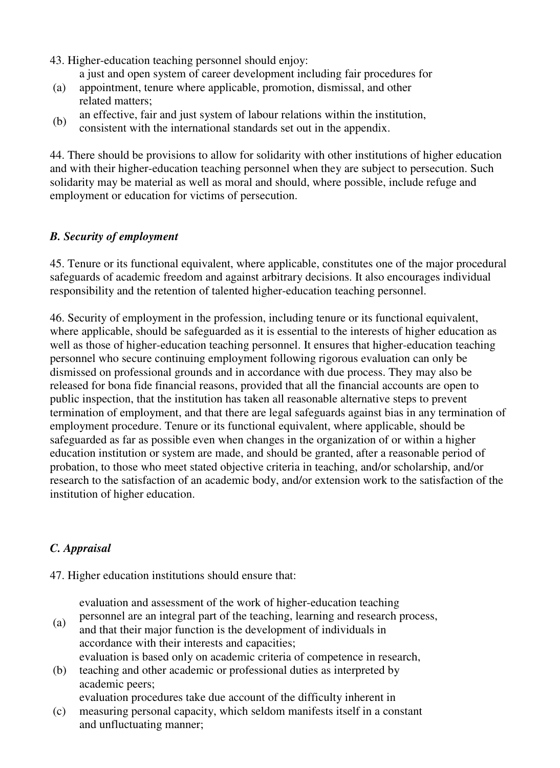43. Higher-education teaching personnel should enjoy:

(a) a just and open system of career development including fair procedures for appointment, tenure where applicable, promotion, dismissal, and other related matters;

(b) an effective, fair and just system of labour relations within the institution, consistent with the international standards set out in the appendix.

44. There should be provisions to allow for solidarity with other institutions of higher education and with their higher-education teaching personnel when they are subject to persecution. Such solidarity may be material as well as moral and should, where possible, include refuge and employment or education for victims of persecution.

### *B. Security of employment*

45. Tenure or its functional equivalent, where applicable, constitutes one of the major procedural safeguards of academic freedom and against arbitrary decisions. It also encourages individual responsibility and the retention of talented higher-education teaching personnel.

46. Security of employment in the profession, including tenure or its functional equivalent, where applicable, should be safeguarded as it is essential to the interests of higher education as well as those of higher-education teaching personnel. It ensures that higher-education teaching personnel who secure continuing employment following rigorous evaluation can only be dismissed on professional grounds and in accordance with due process. They may also be released for bona fide financial reasons, provided that all the financial accounts are open to public inspection, that the institution has taken all reasonable alternative steps to prevent termination of employment, and that there are legal safeguards against bias in any termination of employment procedure. Tenure or its functional equivalent, where applicable, should be safeguarded as far as possible even when changes in the organization of or within a higher education institution or system are made, and should be granted, after a reasonable period of probation, to those who meet stated objective criteria in teaching, and/or scholarship, and/or research to the satisfaction of an academic body, and/or extension work to the satisfaction of the institution of higher education.

### *C. Appraisal*

47. Higher education institutions should ensure that:

(a) evaluation and assessment of the work of higher-education teaching personnel are an integral part of the teaching, learning and research process, and that their major function is the development of individuals in accordance with their interests and capacities;

(b) evaluation is based only on academic criteria of competence in research, teaching and other academic or professional duties as interpreted by academic peers;

(c) evaluation procedures take due account of the difficulty inherent in measuring personal capacity, which seldom manifests itself in a constant and unfluctuating manner;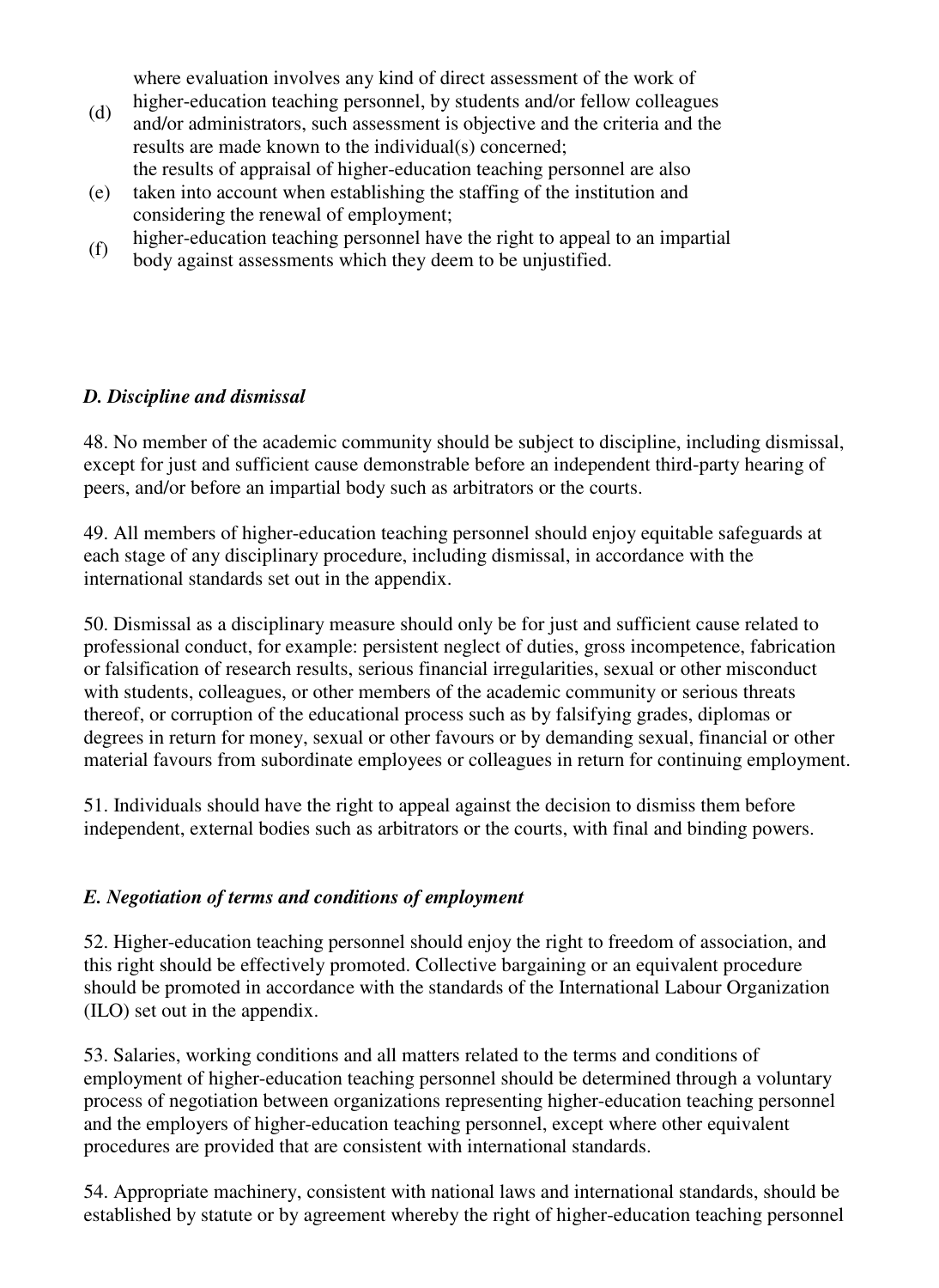(d) where evaluation involves any kind of direct assessment of the work of higher-education teaching personnel, by students and/or fellow colleagues and/or administrators, such assessment is objective and the criteria and the results are made known to the individual(s) concerned;

(e) the results of appraisal of higher-education teaching personnel are also taken into account when establishing the staffing of the institution and considering the renewal of employment;

(f) higher-education teaching personnel have the right to appeal to an impartial body against assessments which they deem to be unjustified.

### *D. Discipline and dismissal*

48. No member of the academic community should be subject to discipline, including dismissal, except for just and sufficient cause demonstrable before an independent third-party hearing of peers, and/or before an impartial body such as arbitrators or the courts.

49. All members of higher-education teaching personnel should enjoy equitable safeguards at each stage of any disciplinary procedure, including dismissal, in accordance with the international standards set out in the appendix.

50. Dismissal as a disciplinary measure should only be for just and sufficient cause related to professional conduct, for example: persistent neglect of duties, gross incompetence, fabrication or falsification of research results, serious financial irregularities, sexual or other misconduct with students, colleagues, or other members of the academic community or serious threats thereof, or corruption of the educational process such as by falsifying grades, diplomas or degrees in return for money, sexual or other favours or by demanding sexual, financial or other material favours from subordinate employees or colleagues in return for continuing employment.

51. Individuals should have the right to appeal against the decision to dismiss them before independent, external bodies such as arbitrators or the courts, with final and binding powers.

### *E. Negotiation of terms and conditions of employment*

52. Higher-education teaching personnel should enjoy the right to freedom of association, and this right should be effectively promoted. Collective bargaining or an equivalent procedure should be promoted in accordance with the standards of the International Labour Organization (ILO) set out in the appendix.

53. Salaries, working conditions and all matters related to the terms and conditions of employment of higher-education teaching personnel should be determined through a voluntary process of negotiation between organizations representing higher-education teaching personnel and the employers of higher-education teaching personnel, except where other equivalent procedures are provided that are consistent with international standards.

54. Appropriate machinery, consistent with national laws and international standards, should be established by statute or by agreement whereby the right of higher-education teaching personnel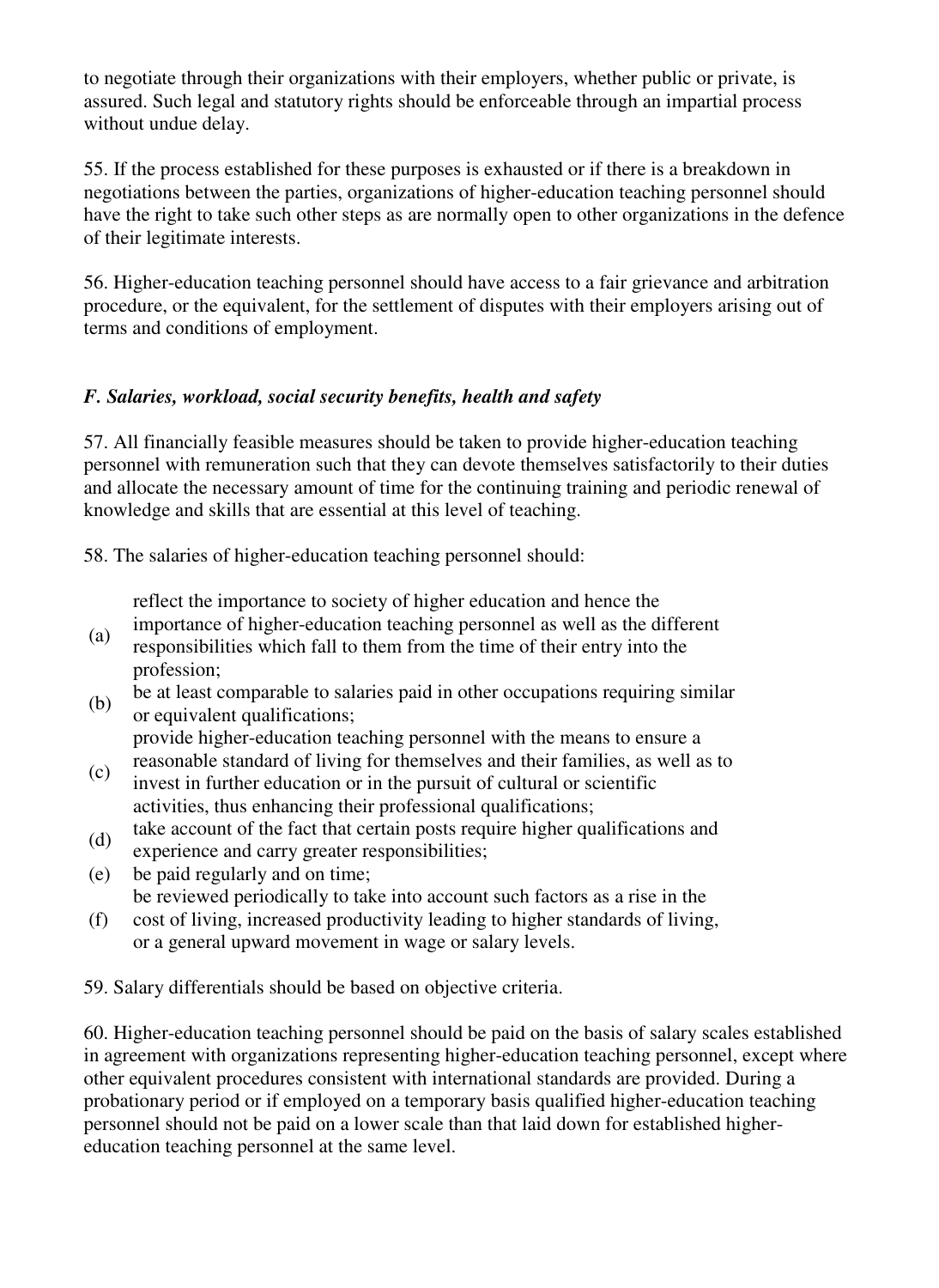to negotiate through their organizations with their employers, whether public or private, is assured. Such legal and statutory rights should be enforceable through an impartial process without undue delay.

55. If the process established for these purposes is exhausted or if there is a breakdown in negotiations between the parties, organizations of higher-education teaching personnel should have the right to take such other steps as are normally open to other organizations in the defence of their legitimate interests.

56. Higher-education teaching personnel should have access to a fair grievance and arbitration procedure, or the equivalent, for the settlement of disputes with their employers arising out of terms and conditions of employment.

### *F. Salaries, workload, social security benefits, health and safety*

57. All financially feasible measures should be taken to provide higher-education teaching personnel with remuneration such that they can devote themselves satisfactorily to their duties and allocate the necessary amount of time for the continuing training and periodic renewal of knowledge and skills that are essential at this level of teaching.

58. The salaries of higher-education teaching personnel should:

(a) reflect the importance to society of higher education and hence the importance of higher-education teaching personnel as well as the different responsibilities which fall to them from the time of their entry into the profession;

(b) be at least comparable to salaries paid in other occupations requiring similar or equivalent qualifications;

(c) provide higher-education teaching personnel with the means to ensure a reasonable standard of living for themselves and their families, as well as to invest in further education or in the pursuit of cultural or scientific activities, thus enhancing their professional qualifications;

(d) take account of the fact that certain posts require higher qualifications and experience and carry greater responsibilities;

(e) be paid regularly and on time;

(f) be reviewed periodically to take into account such factors as a rise in the cost of living, increased productivity leading to higher standards of living, or a general upward movement in wage or salary levels.

59. Salary differentials should be based on objective criteria.

60. Higher-education teaching personnel should be paid on the basis of salary scales established in agreement with organizations representing higher-education teaching personnel, except where other equivalent procedures consistent with international standards are provided. During a probationary period or if employed on a temporary basis qualified higher-education teaching personnel should not be paid on a lower scale than that laid down for established higher-education teaching personnel at the same level.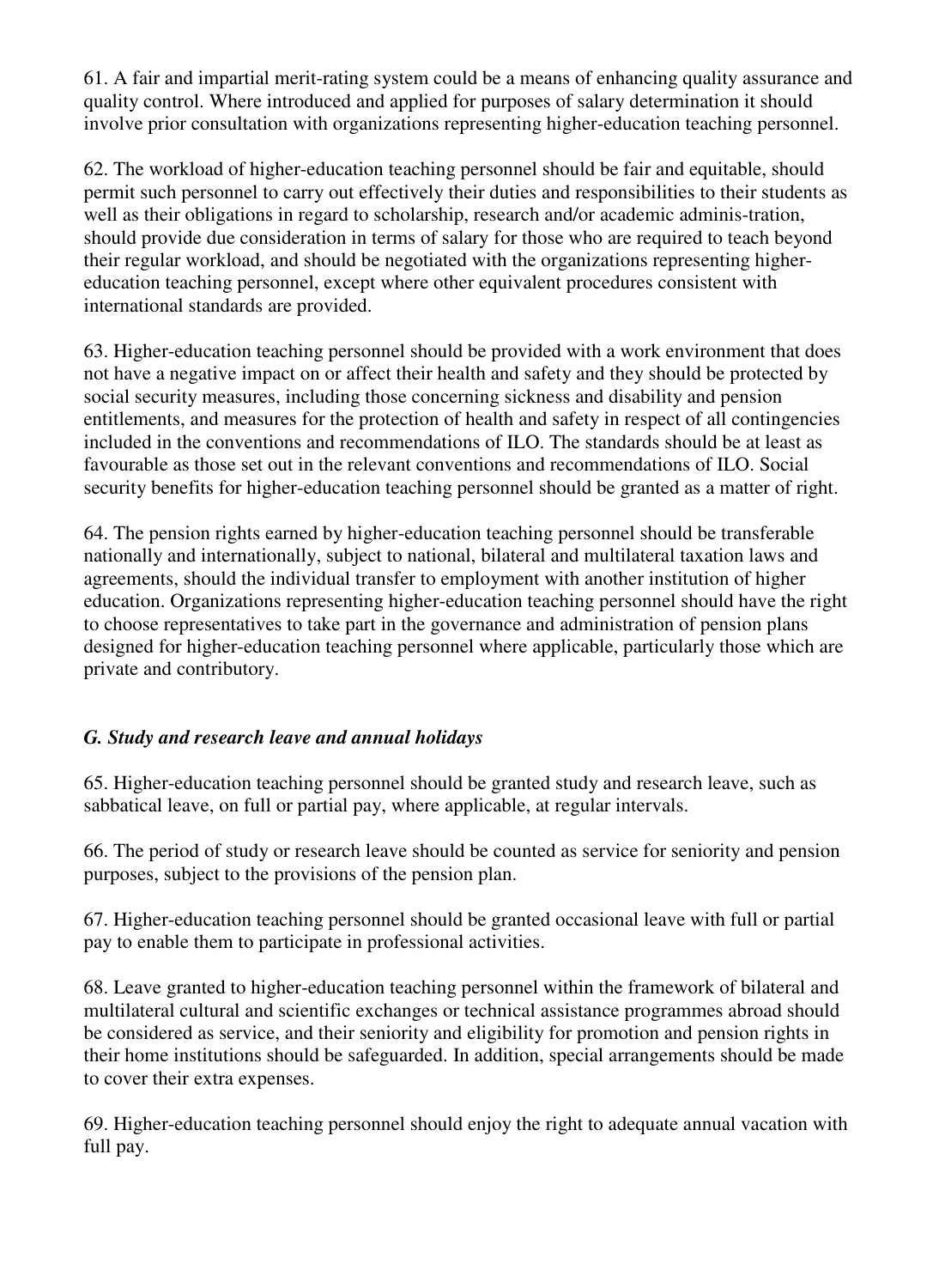61. A fair and impartial merit-rating system could be a means of enhancing quality assurance and quality control. Where introduced and applied for purposes of salary determination it should involve prior consultation with organizations representing higher-education teaching personnel.

62. The workload of higher-education teaching personnel should be fair and equitable, should permit such personnel to carry out effectively their duties and responsibilities to their students as well as their obligations in regard to scholarship, research and/or academic adminis-tration, should provide due consideration in terms of salary for those who are required to teach beyond their regular workload, and should be negotiated with the organizations representing higher-education teaching personnel, except where other equivalent procedures consistent with international standards are provided.

63. Higher-education teaching personnel should be provided with a work environment that does not have a negative impact on or affect their health and safety and they should be protected by social security measures, including those concerning sickness and disability and pension entitlements, and measures for the protection of health and safety in respect of all contingencies included in the conventions and recommendations of ILO. The standards should be at least as favourable as those set out in the relevant conventions and recommendations of ILO. Social security benefits for higher-education teaching personnel should be granted as a matter of right.

64. The pension rights earned by higher-education teaching personnel should be transferable nationally and internationally, subject to national, bilateral and multilateral taxation laws and agreements, should the individual transfer to employment with another institution of higher education. Organizations representing higher-education teaching personnel should have the right to choose representatives to take part in the governance and administration of pension plans designed for higher-education teaching personnel where applicable, particularly those which are private and contributory.

### *G. Study and research leave and annual holidays*

65. Higher-education teaching personnel should be granted study and research leave, such as sabbatical leave, on full or partial pay, where applicable, at regular intervals.

66. The period of study or research leave should be counted as service for seniority and pension purposes, subject to the provisions of the pension plan.

67. Higher-education teaching personnel should be granted occasional leave with full or partial pay to enable them to participate in professional activities.

68. Leave granted to higher-education teaching personnel within the framework of bilateral and multilateral cultural and scientific exchanges or technical assistance programmes abroad should be considered as service, and their seniority and eligibility for promotion and pension rights in their home institutions should be safeguarded. In addition, special arrangements should be made to cover their extra expenses.

69. Higher-education teaching personnel should enjoy the right to adequate annual vacation with full pay.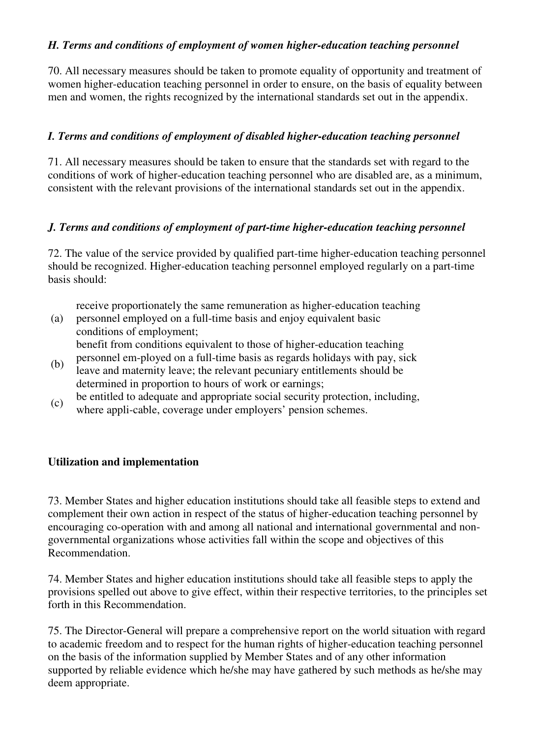### *H. Terms and conditions of employment of women higher-education teaching personnel*

70. All necessary measures should be taken to promote equality of opportunity and treatment of women higher-education teaching personnel in order to ensure, on the basis of equality between men and women, the rights recognized by the international standards set out in the appendix.

### *I. Terms and conditions of employment of disabled higher-education teaching personnel*

71. All necessary measures should be taken to ensure that the standards set with regard to the conditions of work of higher-education teaching personnel who are disabled are, as a minimum, consistent with the relevant provisions of the international standards set out in the appendix.

### *J. Terms and conditions of employment of part-time higher-education teaching personnel*

72. The value of the service provided by qualified part-time higher-education teaching personnel should be recognized. Higher-education teaching personnel employed regularly on a part-time basis should:

(a) receive proportionately the same remuneration as higher-education teaching personnel employed on a full-time basis and enjoy equivalent basic conditions of employment;

(b) benefit from conditions equivalent to those of higher-education teaching personnel em-ployed on a full-time basis as regards holidays with pay, sick leave and maternity leave; the relevant pecuniary entitlements should be determined in proportion to hours of work or earnings;

(c) be entitled to adequate and appropriate social security protection, including, where appli-cable, coverage under employers' pension schemes.

## Utilization and implementation

73. Member States and higher education institutions should take all feasible steps to extend and complement their own action in respect of the status of higher-education teaching personnel by encouraging co-operation with and among all national and international governmental and non-governmental organizations whose activities fall within the scope and objectives of this Recommendation.

74. Member States and higher education institutions should take all feasible steps to apply the provisions spelled out above to give effect, within their respective territories, to the principles set forth in this Recommendation.

75. The Director-General will prepare a comprehensive report on the world situation with regard to academic freedom and to respect for the human rights of higher-education teaching personnel on the basis of the information supplied by Member States and of any other information supported by reliable evidence which he/she may have gathered by such methods as he/she may deem appropriate.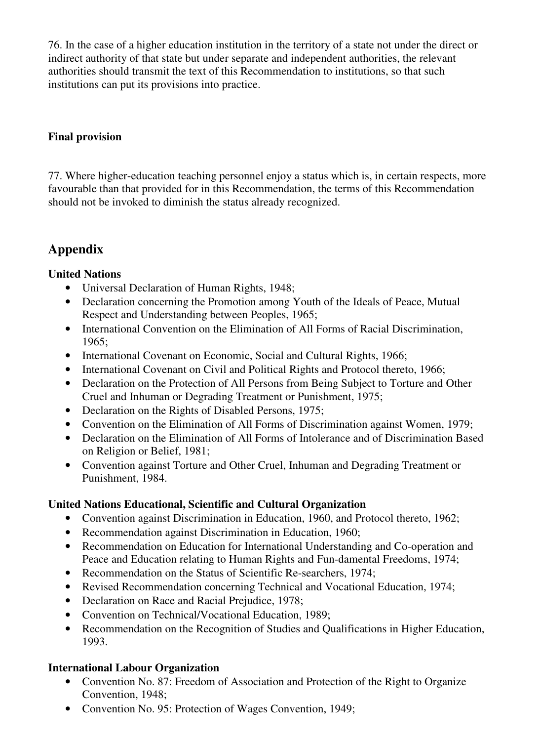76. In the case of a higher education institution in the territory of a state not under the direct or indirect authority of that state but under separate and independent authorities, the relevant authorities should transmit the text of this Recommendation to institutions, so that such institutions can put its provisions into practice.

**Final provision**

77. Where higher-education teaching personnel enjoy a status which is, in certain respects, more favourable than that provided for in this Recommendation, the terms of this Recommendation should not be invoked to diminish the status already recognized.

## Appendix

**United Nations**

- Universal Declaration of Human Rights, 1948;
- Declaration concerning the Promotion among Youth of the Ideals of Peace, Mutual Respect and Understanding between Peoples, 1965;
- International Convention on the Elimination of All Forms of Racial Discrimination, 1965;
- International Covenant on Economic, Social and Cultural Rights, 1966;
- International Covenant on Civil and Political Rights and Protocol thereto, 1966;
- Declaration on the Protection of All Persons from Being Subject to Torture and Other Cruel and Inhuman or Degrading Treatment or Punishment, 1975;
- Declaration on the Rights of Disabled Persons, 1975;
- Convention on the Elimination of All Forms of Discrimination against Women, 1979;
- Declaration on the Elimination of All Forms of Intolerance and of Discrimination Based on Religion or Belief, 1981;
- Convention against Torture and Other Cruel, Inhuman and Degrading Treatment or Punishment, 1984.

**United Nations Educational, Scientific and Cultural Organization**

- Convention against Discrimination in Education, 1960, and Protocol thereto, 1962;
- Recommendation against Discrimination in Education, 1960;
- Recommendation on Education for International Understanding and Co-operation and Peace and Education relating to Human Rights and Fun-damental Freedoms, 1974;
- Recommendation on the Status of Scientific Re-searchers, 1974;
- Revised Recommendation concerning Technical and Vocational Education, 1974;
- Declaration on Race and Racial Prejudice, 1978;
- Convention on Technical/Vocational Education, 1989;
- Recommendation on the Recognition of Studies and Qualifications in Higher Education, 1993.

**International Labour Organization**

- Convention No. 87: Freedom of Association and Protection of the Right to Organize Convention, 1948;
- Convention No. 95: Protection of Wages Convention, 1949;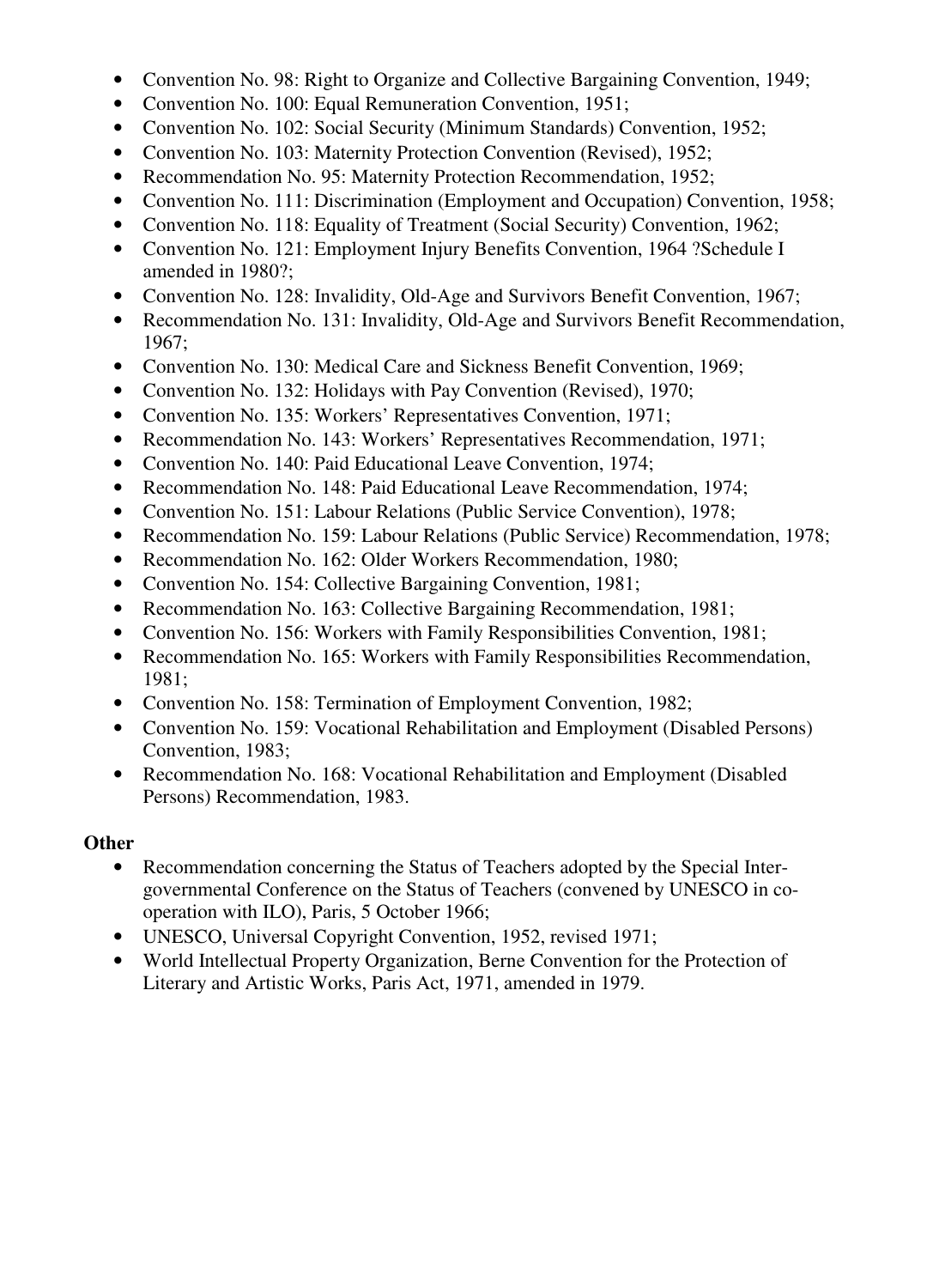- Convention No. 98: Right to Organize and Collective Bargaining Convention, 1949;
- Convention No. 100: Equal Remuneration Convention, 1951;
- Convention No. 102: Social Security (Minimum Standards) Convention, 1952;
- Convention No. 103: Maternity Protection Convention (Revised), 1952;
- Recommendation No. 95: Maternity Protection Recommendation, 1952;
- Convention No. 111: Discrimination (Employment and Occupation) Convention, 1958;
- Convention No. 118: Equality of Treatment (Social Security) Convention, 1962;
- Convention No. 121: Employment Injury Benefits Convention, 1964 ?Schedule I amended in 1980?;
- Convention No. 128: Invalidity, Old-Age and Survivors Benefit Convention, 1967;
- Recommendation No. 131: Invalidity, Old-Age and Survivors Benefit Recommendation, 1967;
- Convention No. 130: Medical Care and Sickness Benefit Convention, 1969;
- Convention No. 132: Holidays with Pay Convention (Revised), 1970;
- Convention No. 135: Workers' Representatives Convention, 1971;
- Recommendation No. 143: Workers' Representatives Recommendation, 1971;
- Convention No. 140: Paid Educational Leave Convention, 1974;
- Recommendation No. 148: Paid Educational Leave Recommendation, 1974;
- Convention No. 151: Labour Relations (Public Service Convention), 1978;
- Recommendation No. 159: Labour Relations (Public Service) Recommendation, 1978;
- Recommendation No. 162: Older Workers Recommendation, 1980;
- Convention No. 154: Collective Bargaining Convention, 1981;
- Recommendation No. 163: Collective Bargaining Recommendation, 1981;
- Convention No. 156: Workers with Family Responsibilities Convention, 1981;
- Recommendation No. 165: Workers with Family Responsibilities Recommendation, 1981;
- Convention No. 158: Termination of Employment Convention, 1982;
- Convention No. 159: Vocational Rehabilitation and Employment (Disabled Persons) Convention, 1983;
- Recommendation No. 168: Vocational Rehabilitation and Employment (Disabled Persons) Recommendation, 1983.

**Other**

- Recommendation concerning the Status of Teachers adopted by the Special Inter-governmental Conference on the Status of Teachers (convened by UNESCO in co-operation with ILO), Paris, 5 October 1966;
- UNESCO, Universal Copyright Convention, 1952, revised 1971;
- World Intellectual Property Organization, Berne Convention for the Protection of Literary and Artistic Works, Paris Act, 1971, amended in 1979.